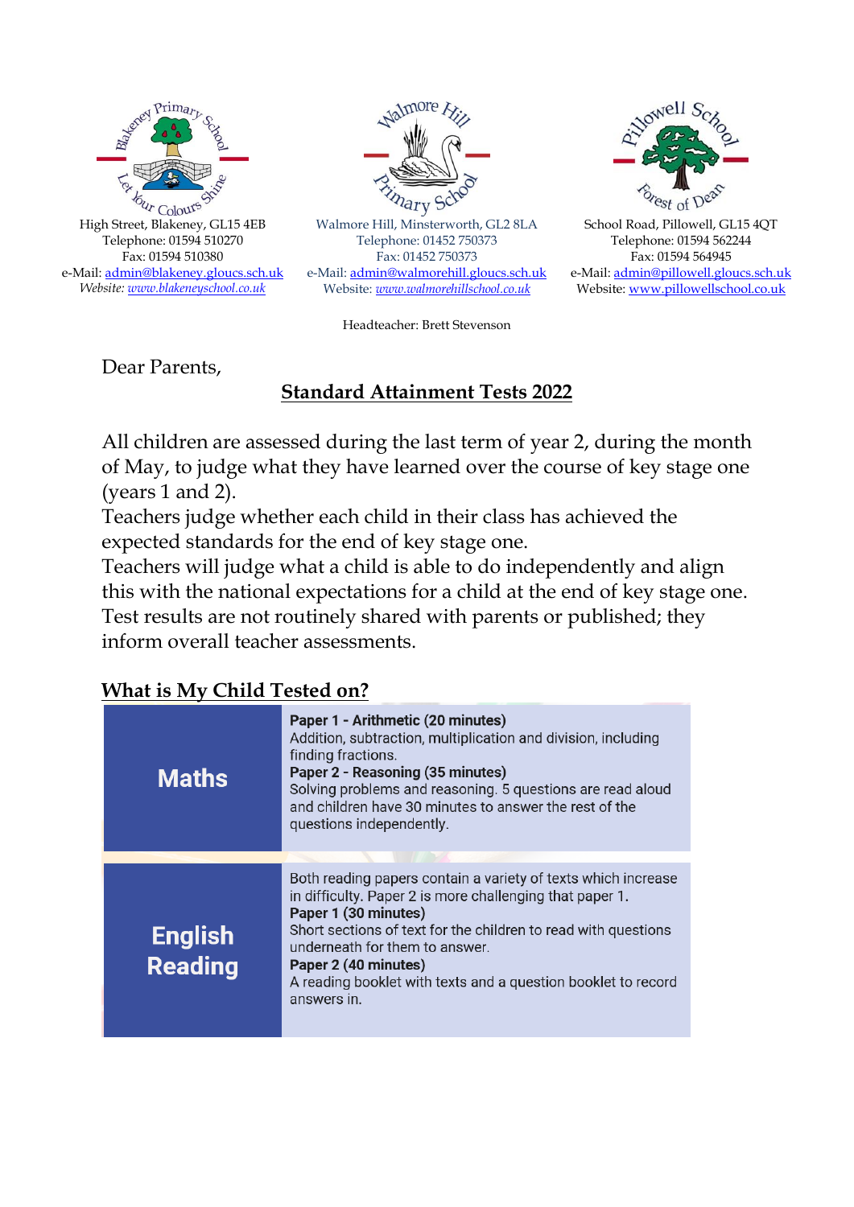High Street, Blakeney, GL15 4EB
Telephone: 01594 510270
Fax: 01594 510380
e-Mail: admin@blakeney.gloucs.sch.uk
*Website: www.blakeneyschool.co.uk*

Walmore Hill, Minsterworth, GL2 8LA
Telephone: 01452 750373
Fax: 01452 750373
e-Mail: admin@walmorehill.gloucs.sch.uk
Website: *www.walmorehillschool.co.uk*

School Road, Pillowell, GL15 4QT
Telephone: 01594 562244
Fax: 01594 564945
e-Mail: admin@pillowell.gloucs.sch.uk
Website: www.pillowellschool.co.uk

Headteacher: Brett Stevenson

Dear Parents,

## Standard Attainment Tests 2022

All children are assessed during the last term of year 2, during the month of May, to judge what they have learned over the course of key stage one (years 1 and 2).
Teachers judge whether each child in their class has achieved the expected standards for the end of key stage one.
Teachers will judge what a child is able to do independently and align this with the national expectations for a child at the end of key stage one.
Test results are not routinely shared with parents or published; they inform overall teacher assessments.

## What is My Child Tested on?

| | |
|---|---|
| **Maths** | **Paper 1 - Arithmetic (20 minutes)**<br>Addition, subtraction, multiplication and division, including finding fractions.<br>**Paper 2 - Reasoning (35 minutes)**<br>Solving problems and reasoning. 5 questions are read aloud and children have 30 minutes to answer the rest of the questions independently. |
| **English Reading** | Both reading papers contain a variety of texts which increase in difficulty. Paper 2 is more challenging that paper 1.<br>**Paper 1 (30 minutes)**<br>Short sections of text for the children to read with questions underneath for them to answer.<br>**Paper 2 (40 minutes)**<br>A reading booklet with texts and a question booklet to record answers in. |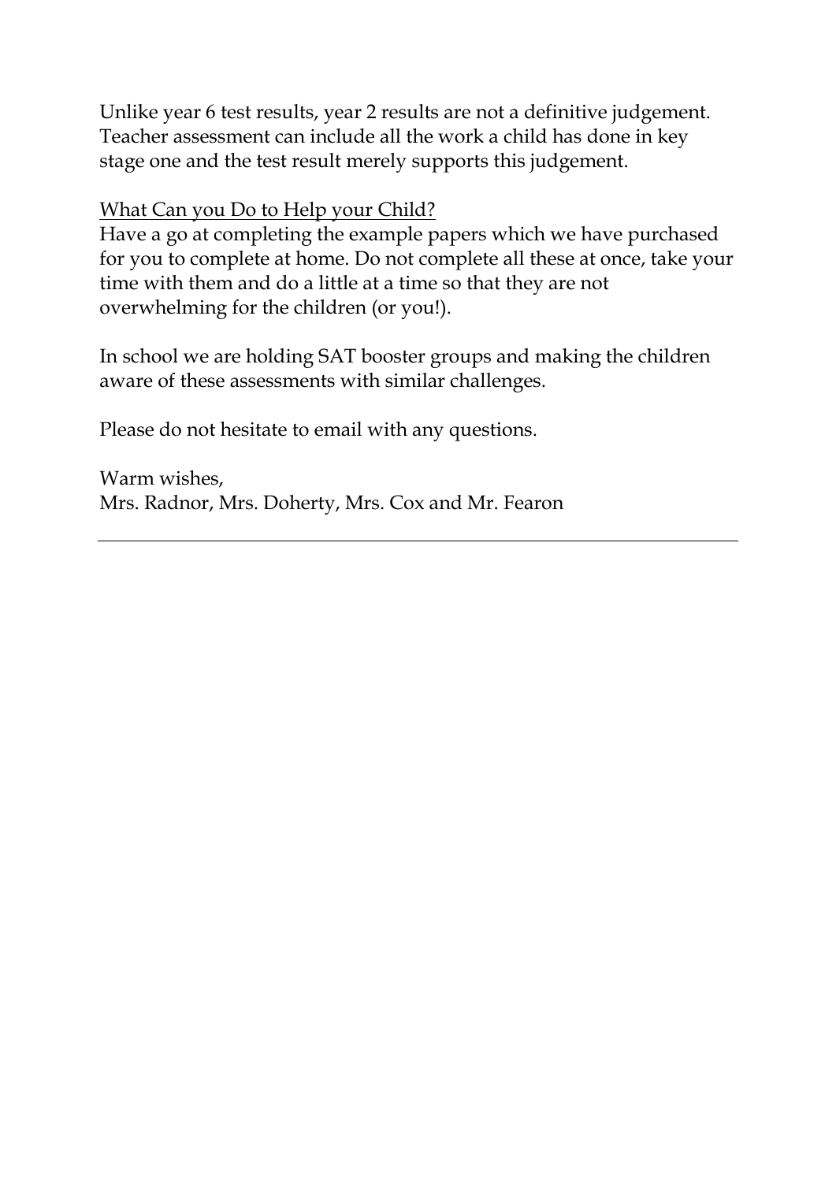Unlike year 6 test results, year 2 results are not a definitive judgement. Teacher assessment can include all the work a child has done in key stage one and the test result merely supports this judgement.

<u>What Can you Do to Help your Child?</u>

Have a go at completing the example papers which we have purchased for you to complete at home. Do not complete all these at once, take your time with them and do a little at a time so that they are not overwhelming for the children (or you!).

In school we are holding SAT booster groups and making the children aware of these assessments with similar challenges.

Please do not hesitate to email with any questions.

Warm wishes,
Mrs. Radnor, Mrs. Doherty, Mrs. Cox and Mr. Fearon

---